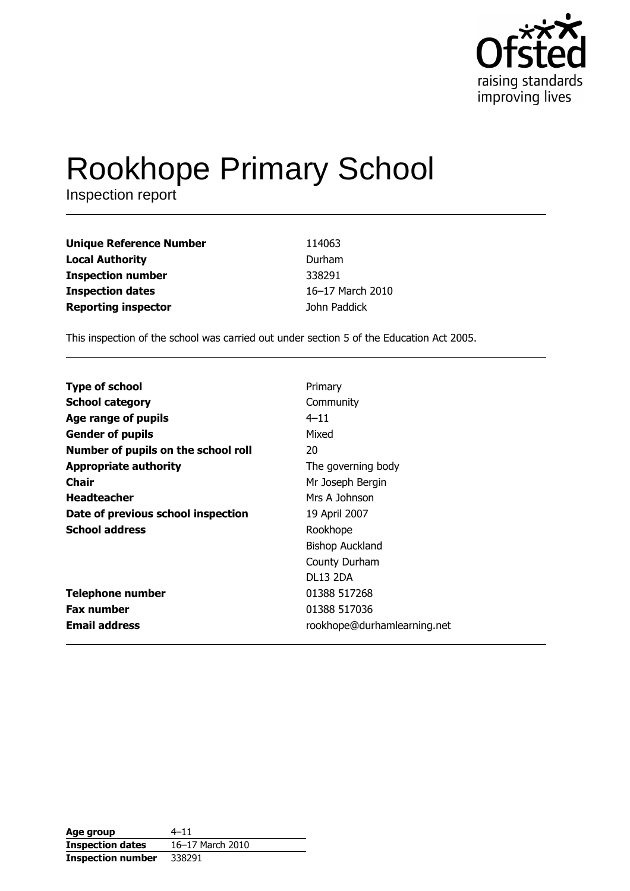Ofsted raising standards improving lives

# Rookhope Primary School

Inspection report

| | |
|---|---|
| **Unique Reference Number** | 114063 |
| **Local Authority** | Durham |
| **Inspection number** | 338291 |
| **Inspection dates** | 16–17 March 2010 |
| **Reporting inspector** | John Paddick |

This inspection of the school was carried out under section 5 of the Education Act 2005.

| | |
|---|---|
| **Type of school** | Primary |
| **School category** | Community |
| **Age range of pupils** | 4–11 |
| **Gender of pupils** | Mixed |
| **Number of pupils on the school roll** | 20 |
| **Appropriate authority** | The governing body |
| **Chair** | Mr Joseph Bergin |
| **Headteacher** | Mrs A Johnson |
| **Date of previous school inspection** | 19 April 2007 |
| **School address** | Rookhope<br>Bishop Auckland<br>County Durham<br>DL13 2DA |
| **Telephone number** | 01388 517268 |
| **Fax number** | 01388 517036 |
| **Email address** | rookhope@durhamlearning.net |

| | |
|---|---|
| **Age group** | 4–11 |
| **Inspection dates** | 16–17 March 2010 |
| **Inspection number** | 338291 |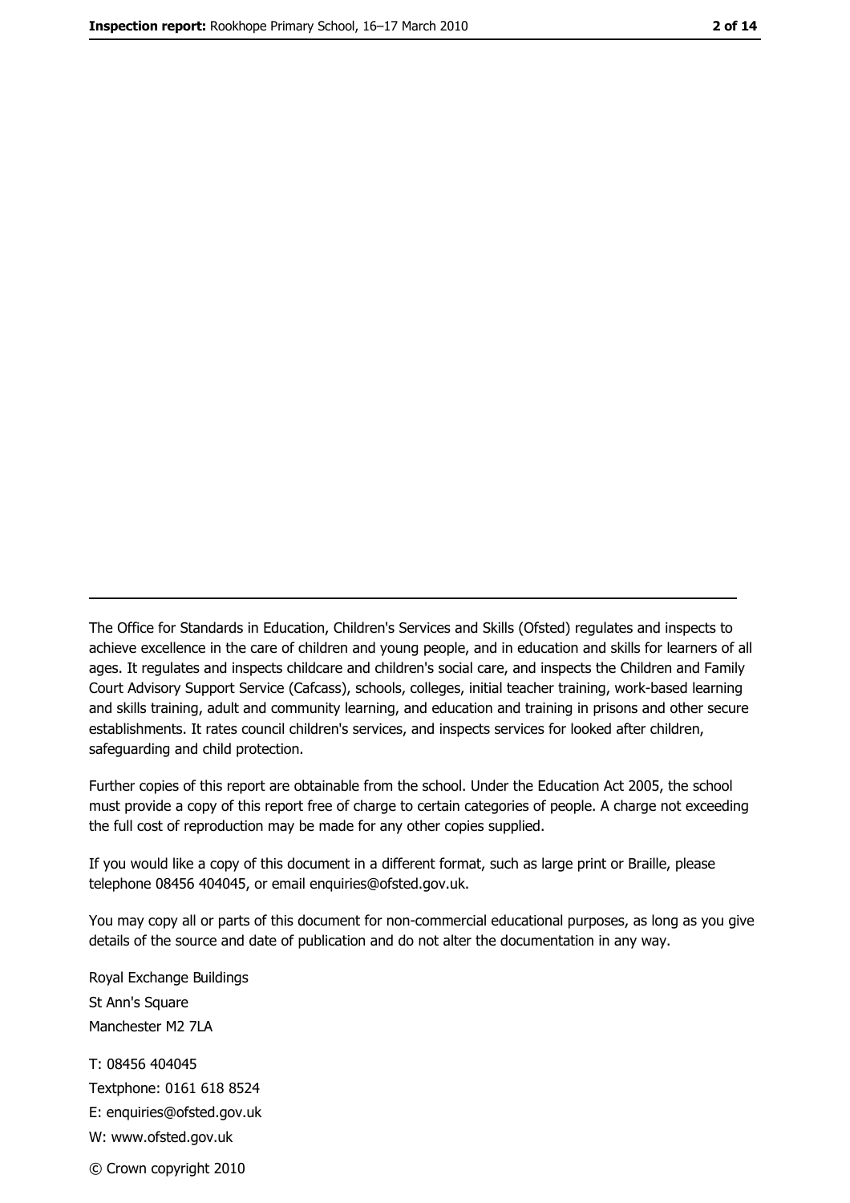---

The Office for Standards in Education, Children's Services and Skills (Ofsted) regulates and inspects to achieve excellence in the care of children and young people, and in education and skills for learners of all ages. It regulates and inspects childcare and children's social care, and inspects the Children and Family Court Advisory Support Service (Cafcass), schools, colleges, initial teacher training, work-based learning and skills training, adult and community learning, and education and training in prisons and other secure establishments. It rates council children's services, and inspects services for looked after children, safeguarding and child protection.

Further copies of this report are obtainable from the school. Under the Education Act 2005, the school must provide a copy of this report free of charge to certain categories of people. A charge not exceeding the full cost of reproduction may be made for any other copies supplied.

If you would like a copy of this document in a different format, such as large print or Braille, please telephone 08456 404045, or email enquiries@ofsted.gov.uk.

You may copy all or parts of this document for non-commercial educational purposes, as long as you give details of the source and date of publication and do not alter the documentation in any way.

Royal Exchange Buildings
St Ann's Square
Manchester M2 7LA

T: 08456 404045
Textphone: 0161 618 8524
E: enquiries@ofsted.gov.uk
W: www.ofsted.gov.uk

© Crown copyright 2010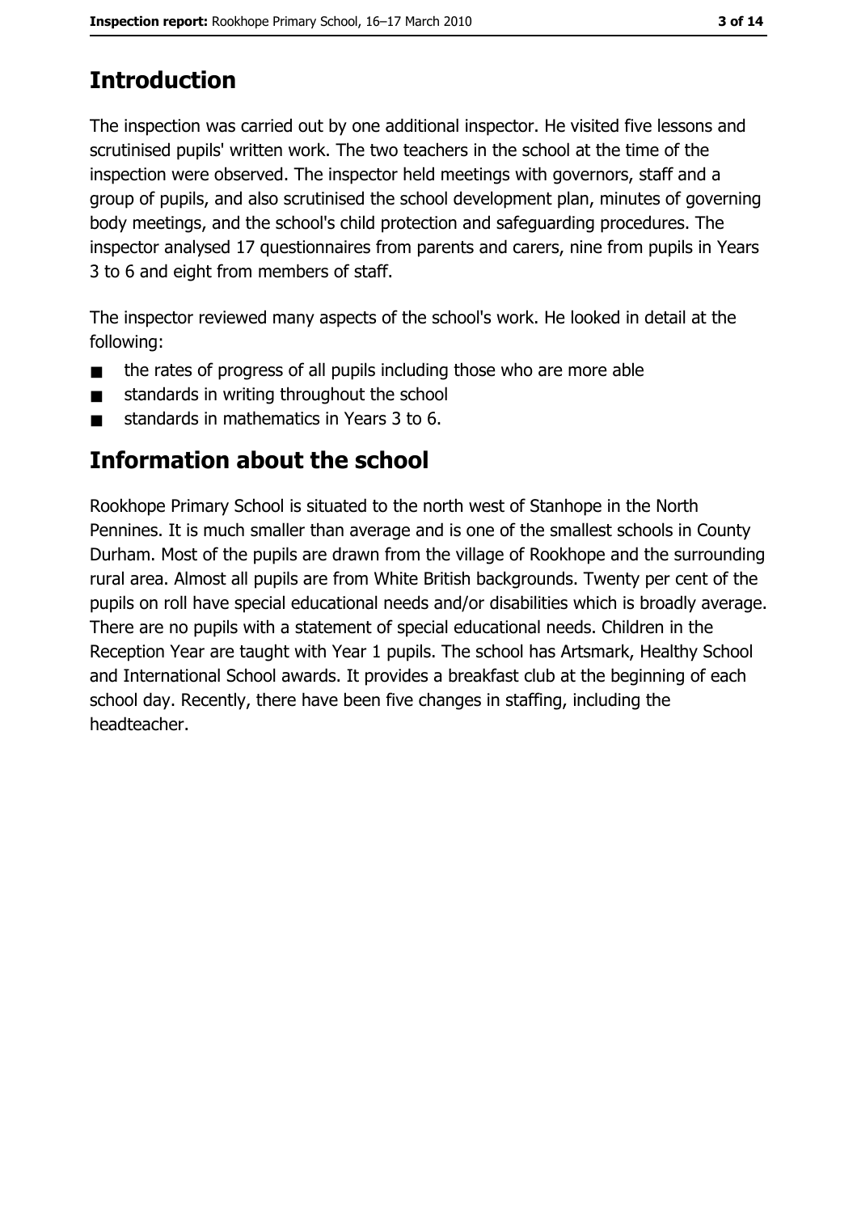## Introduction

The inspection was carried out by one additional inspector. He visited five lessons and scrutinised pupils' written work. The two teachers in the school at the time of the inspection were observed. The inspector held meetings with governors, staff and a group of pupils, and also scrutinised the school development plan, minutes of governing body meetings, and the school's child protection and safeguarding procedures. The inspector analysed 17 questionnaires from parents and carers, nine from pupils in Years 3 to 6 and eight from members of staff.

The inspector reviewed many aspects of the school's work. He looked in detail at the following:

- the rates of progress of all pupils including those who are more able
- standards in writing throughout the school
- standards in mathematics in Years 3 to 6.

## Information about the school

Rookhope Primary School is situated to the north west of Stanhope in the North Pennines. It is much smaller than average and is one of the smallest schools in County Durham. Most of the pupils are drawn from the village of Rookhope and the surrounding rural area. Almost all pupils are from White British backgrounds. Twenty per cent of the pupils on roll have special educational needs and/or disabilities which is broadly average. There are no pupils with a statement of special educational needs. Children in the Reception Year are taught with Year 1 pupils. The school has Artsmark, Healthy School and International School awards. It provides a breakfast club at the beginning of each school day. Recently, there have been five changes in staffing, including the headteacher.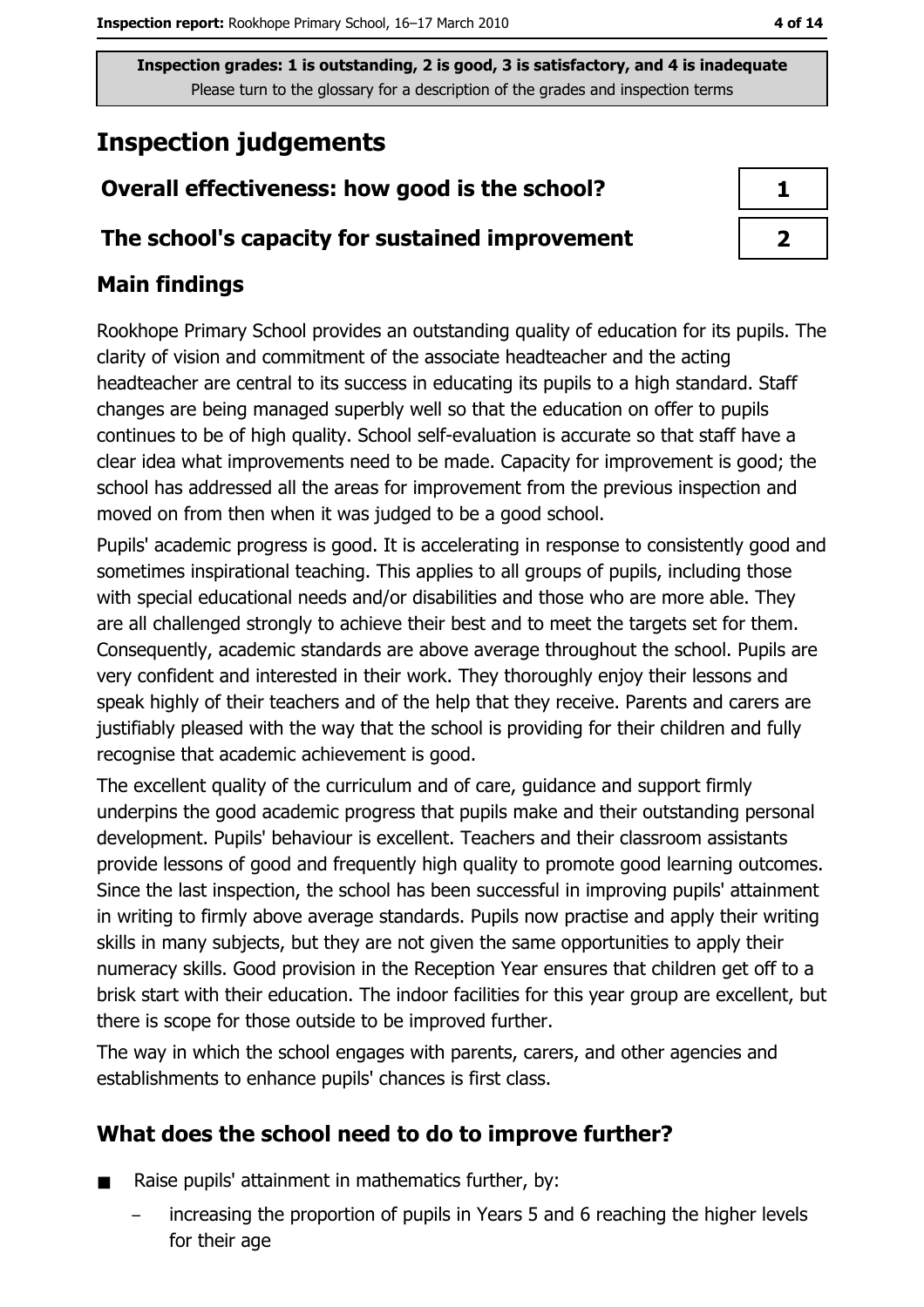Inspection grades: 1 is outstanding, 2 is good, 3 is satisfactory, and 4 is inadequate
Please turn to the glossary for a description of the grades and inspection terms

# Inspection judgements

| Overall effectiveness: how good is the school? | 1 |
| --- | --- |
| The school's capacity for sustained improvement | 2 |

## Main findings

Rookhope Primary School provides an outstanding quality of education for its pupils. The clarity of vision and commitment of the associate headteacher and the acting headteacher are central to its success in educating its pupils to a high standard. Staff changes are being managed superbly well so that the education on offer to pupils continues to be of high quality. School self-evaluation is accurate so that staff have a clear idea what improvements need to be made. Capacity for improvement is good; the school has addressed all the areas for improvement from the previous inspection and moved on from then when it was judged to be a good school.

Pupils' academic progress is good. It is accelerating in response to consistently good and sometimes inspirational teaching. This applies to all groups of pupils, including those with special educational needs and/or disabilities and those who are more able. They are all challenged strongly to achieve their best and to meet the targets set for them. Consequently, academic standards are above average throughout the school. Pupils are very confident and interested in their work. They thoroughly enjoy their lessons and speak highly of their teachers and of the help that they receive. Parents and carers are justifiably pleased with the way that the school is providing for their children and fully recognise that academic achievement is good.

The excellent quality of the curriculum and of care, guidance and support firmly underpins the good academic progress that pupils make and their outstanding personal development. Pupils' behaviour is excellent. Teachers and their classroom assistants provide lessons of good and frequently high quality to promote good learning outcomes. Since the last inspection, the school has been successful in improving pupils' attainment in writing to firmly above average standards. Pupils now practise and apply their writing skills in many subjects, but they are not given the same opportunities to apply their numeracy skills. Good provision in the Reception Year ensures that children get off to a brisk start with their education. The indoor facilities for this year group are excellent, but there is scope for those outside to be improved further.

The way in which the school engages with parents, carers, and other agencies and establishments to enhance pupils' chances is first class.

## What does the school need to do to improve further?

- Raise pupils' attainment in mathematics further, by:
  - increasing the proportion of pupils in Years 5 and 6 reaching the higher levels for their age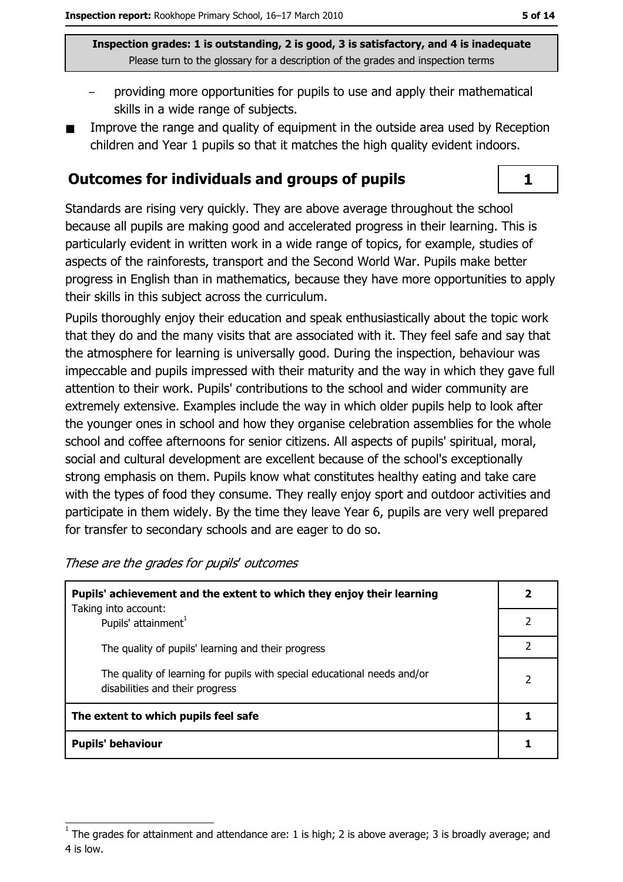Inspection grades: 1 is outstanding, 2 is good, 3 is satisfactory, and 4 is inadequate
Please turn to the glossary for a description of the grades and inspection terms

- providing more opportunities for pupils to use and apply their mathematical skills in a wide range of subjects.
- Improve the range and quality of equipment in the outside area used by Reception children and Year 1 pupils so that it matches the high quality evident indoors.

## Outcomes for individuals and groups of pupils — 1

Standards are rising very quickly. They are above average throughout the school because all pupils are making good and accelerated progress in their learning. This is particularly evident in written work in a wide range of topics, for example, studies of aspects of the rainforests, transport and the Second World War. Pupils make better progress in English than in mathematics, because they have more opportunities to apply their skills in this subject across the curriculum.

Pupils thoroughly enjoy their education and speak enthusiastically about the topic work that they do and the many visits that are associated with it. They feel safe and say that the atmosphere for learning is universally good. During the inspection, behaviour was impeccable and pupils impressed with their maturity and the way in which they gave full attention to their work. Pupils' contributions to the school and wider community are extremely extensive. Examples include the way in which older pupils help to look after the younger ones in school and how they organise celebration assemblies for the whole school and coffee afternoons for senior citizens. All aspects of pupils' spiritual, moral, social and cultural development are excellent because of the school's exceptionally strong emphasis on them. Pupils know what constitutes healthy eating and take care with the types of food they consume. They really enjoy sport and outdoor activities and participate in them widely. By the time they leave Year 6, pupils are very well prepared for transfer to secondary schools and are eager to do so.

*These are the grades for pupils' outcomes*

| | |
|---|---|
| **Pupils' achievement and the extent to which they enjoy their learning** | **2** |
| Taking into account: Pupils' attainment[1] | 2 |
| The quality of pupils' learning and their progress | 2 |
| The quality of learning for pupils with special educational needs and/or disabilities and their progress | 2 |
| **The extent to which pupils feel safe** | **1** |
| **Pupils' behaviour** | **1** |

[1] The grades for attainment and attendance are: 1 is high; 2 is above average; 3 is broadly average; and 4 is low.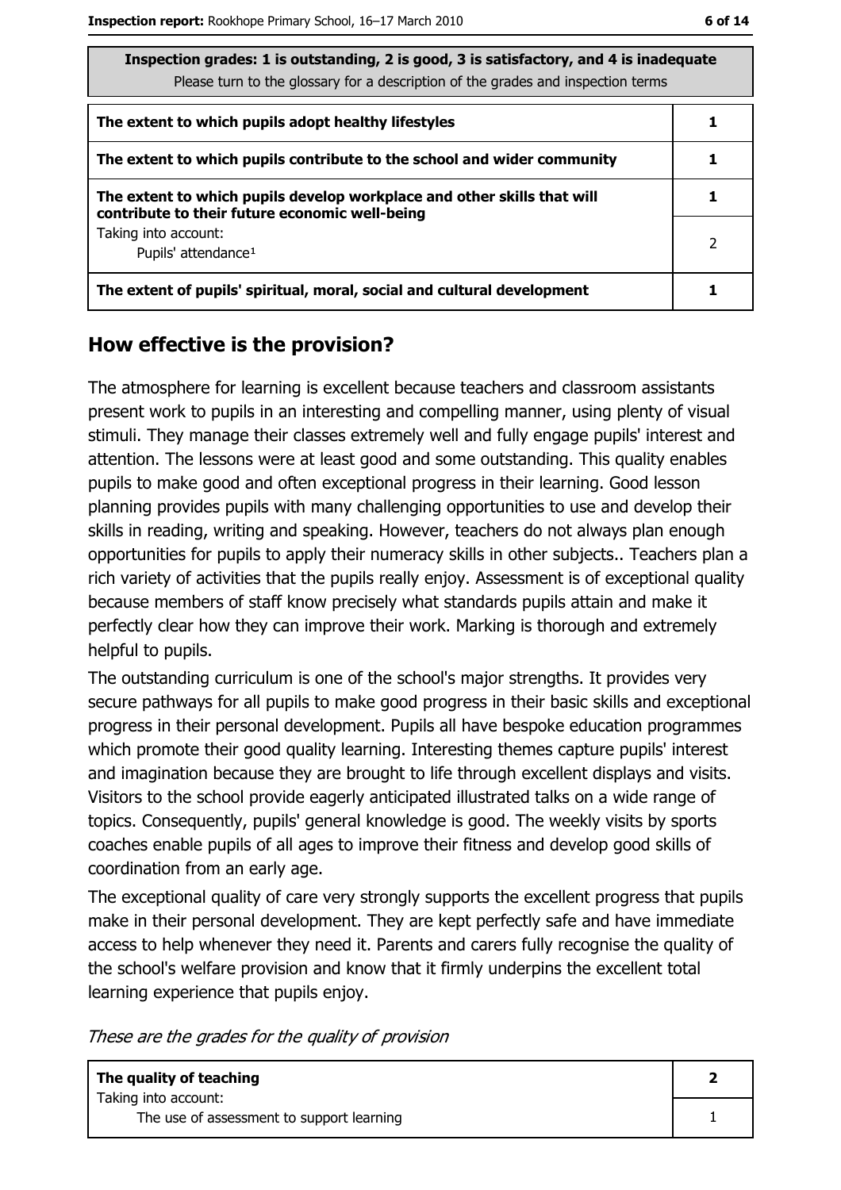| Inspection grades: 1 is outstanding, 2 is good, 3 is satisfactory, and 4 is inadequate<br>Please turn to the glossary for a description of the grades and inspection terms | |
|---|---|
| **The extent to which pupils adopt healthy lifestyles** | **1** |
| **The extent to which pupils contribute to the school and wider community** | **1** |
| **The extent to which pupils develop workplace and other skills that will contribute to their future economic well-being** | **1** |
| Taking into account:<br>Pupils' attendance[1] | 2 |
| **The extent of pupils' spiritual, moral, social and cultural development** | **1** |

## How effective is the provision?

The atmosphere for learning is excellent because teachers and classroom assistants present work to pupils in an interesting and compelling manner, using plenty of visual stimuli. They manage their classes extremely well and fully engage pupils' interest and attention. The lessons were at least good and some outstanding. This quality enables pupils to make good and often exceptional progress in their learning. Good lesson planning provides pupils with many challenging opportunities to use and develop their skills in reading, writing and speaking. However, teachers do not always plan enough opportunities for pupils to apply their numeracy skills in other subjects.. Teachers plan a rich variety of activities that the pupils really enjoy. Assessment is of exceptional quality because members of staff know precisely what standards pupils attain and make it perfectly clear how they can improve their work. Marking is thorough and extremely helpful to pupils.

The outstanding curriculum is one of the school's major strengths. It provides very secure pathways for all pupils to make good progress in their basic skills and exceptional progress in their personal development. Pupils all have bespoke education programmes which promote their good quality learning. Interesting themes capture pupils' interest and imagination because they are brought to life through excellent displays and visits. Visitors to the school provide eagerly anticipated illustrated talks on a wide range of topics. Consequently, pupils' general knowledge is good. The weekly visits by sports coaches enable pupils of all ages to improve their fitness and develop good skills of coordination from an early age.

The exceptional quality of care very strongly supports the excellent progress that pupils make in their personal development. They are kept perfectly safe and have immediate access to help whenever they need it. Parents and carers fully recognise the quality of the school's welfare provision and know that it firmly underpins the excellent total learning experience that pupils enjoy.

*These are the grades for the quality of provision*

| | |
|---|---|
| **The quality of teaching** | **2** |
| Taking into account:<br>The use of assessment to support learning | 1 |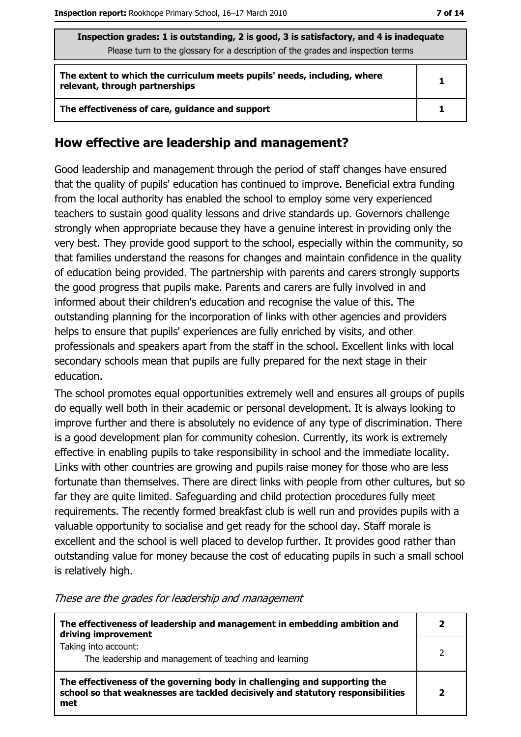| Inspection grades: 1 is outstanding, 2 is good, 3 is satisfactory, and 4 is inadequate<br>Please turn to the glossary for a description of the grades and inspection terms | |
|---|---|
| **The extent to which the curriculum meets pupils' needs, including, where relevant, through partnerships** | **1** |
| **The effectiveness of care, guidance and support** | **1** |

## How effective are leadership and management?

Good leadership and management through the period of staff changes have ensured that the quality of pupils' education has continued to improve. Beneficial extra funding from the local authority has enabled the school to employ some very experienced teachers to sustain good quality lessons and drive standards up. Governors challenge strongly when appropriate because they have a genuine interest in providing only the very best. They provide good support to the school, especially within the community, so that families understand the reasons for changes and maintain confidence in the quality of education being provided. The partnership with parents and carers strongly supports the good progress that pupils make. Parents and carers are fully involved in and informed about their children's education and recognise the value of this. The outstanding planning for the incorporation of links with other agencies and providers helps to ensure that pupils' experiences are fully enriched by visits, and other professionals and speakers apart from the staff in the school. Excellent links with local secondary schools mean that pupils are fully prepared for the next stage in their education.

The school promotes equal opportunities extremely well and ensures all groups of pupils do equally well both in their academic or personal development. It is always looking to improve further and there is absolutely no evidence of any type of discrimination. There is a good development plan for community cohesion. Currently, its work is extremely effective in enabling pupils to take responsibility in school and the immediate locality. Links with other countries are growing and pupils raise money for those who are less fortunate than themselves. There are direct links with people from other cultures, but so far they are quite limited. Safeguarding and child protection procedures fully meet requirements. The recently formed breakfast club is well run and provides pupils with a valuable opportunity to socialise and get ready for the school day. Staff morale is excellent and the school is well placed to develop further. It provides good rather than outstanding value for money because the cost of educating pupils in such a small school is relatively high.

*These are the grades for leadership and management*

| | |
|---|---|
| **The effectiveness of leadership and management in embedding ambition and driving improvement** | **2** |
| Taking into account:<br>The leadership and management of teaching and learning | 2 |
| **The effectiveness of the governing body in challenging and supporting the school so that weaknesses are tackled decisively and statutory responsibilities met** | **2** |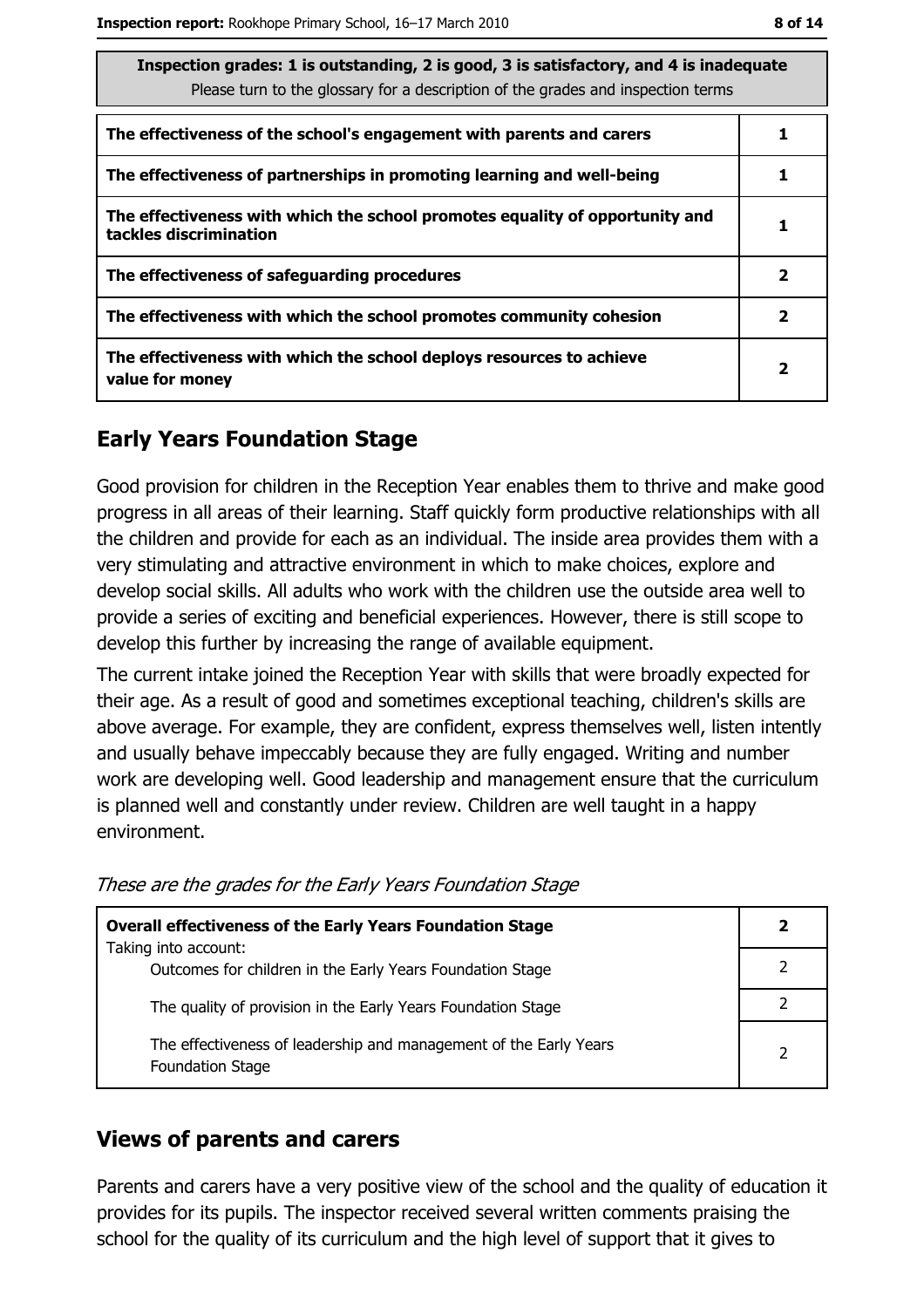| Inspection grades: 1 is outstanding, 2 is good, 3 is satisfactory, and 4 is inadequate<br>Please turn to the glossary for a description of the grades and inspection terms | |
|---|---|
| **The effectiveness of the school's engagement with parents and carers** | **1** |
| **The effectiveness of partnerships in promoting learning and well-being** | **1** |
| **The effectiveness with which the school promotes equality of opportunity and tackles discrimination** | **1** |
| **The effectiveness of safeguarding procedures** | **2** |
| **The effectiveness with which the school promotes community cohesion** | **2** |
| **The effectiveness with which the school deploys resources to achieve value for money** | **2** |

## Early Years Foundation Stage

Good provision for children in the Reception Year enables them to thrive and make good progress in all areas of their learning. Staff quickly form productive relationships with all the children and provide for each as an individual. The inside area provides them with a very stimulating and attractive environment in which to make choices, explore and develop social skills. All adults who work with the children use the outside area well to provide a series of exciting and beneficial experiences. However, there is still scope to develop this further by increasing the range of available equipment.

The current intake joined the Reception Year with skills that were broadly expected for their age. As a result of good and sometimes exceptional teaching, children's skills are above average. For example, they are confident, express themselves well, listen intently and usually behave impeccably because they are fully engaged. Writing and number work are developing well. Good leadership and management ensure that the curriculum is planned well and constantly under review. Children are well taught in a happy environment.

*These are the grades for the Early Years Foundation Stage*

| **Overall effectiveness of the Early Years Foundation Stage**<br>Taking into account: | **2** |
|---|---|
| Outcomes for children in the Early Years Foundation Stage | 2 |
| The quality of provision in the Early Years Foundation Stage | 2 |
| The effectiveness of leadership and management of the Early Years Foundation Stage | 2 |

## Views of parents and carers

Parents and carers have a very positive view of the school and the quality of education it provides for its pupils. The inspector received several written comments praising the school for the quality of its curriculum and the high level of support that it gives to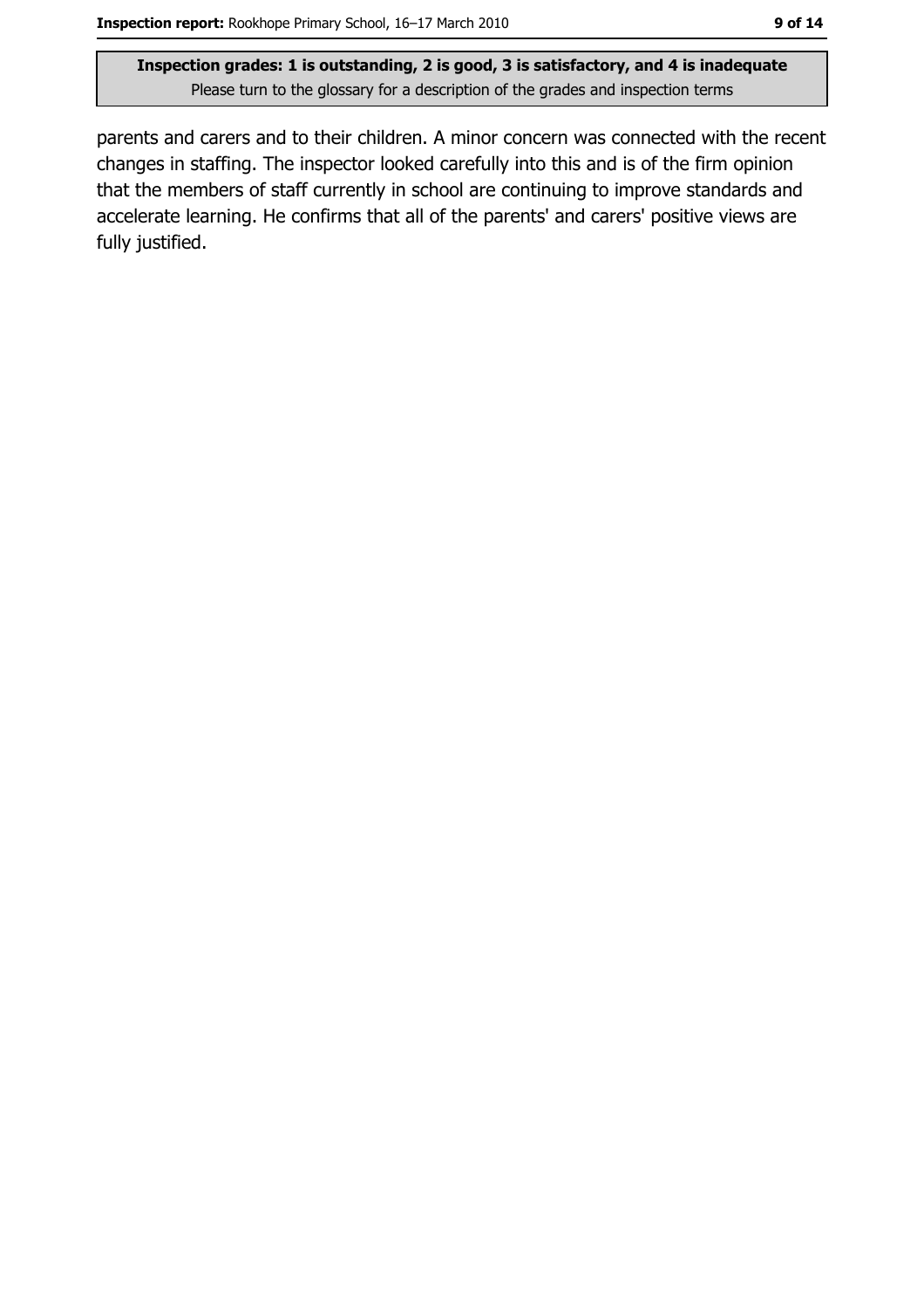parents and carers and to their children. A minor concern was connected with the recent changes in staffing. The inspector looked carefully into this and is of the firm opinion that the members of staff currently in school are continuing to improve standards and accelerate learning. He confirms that all of the parents' and carers' positive views are fully justified.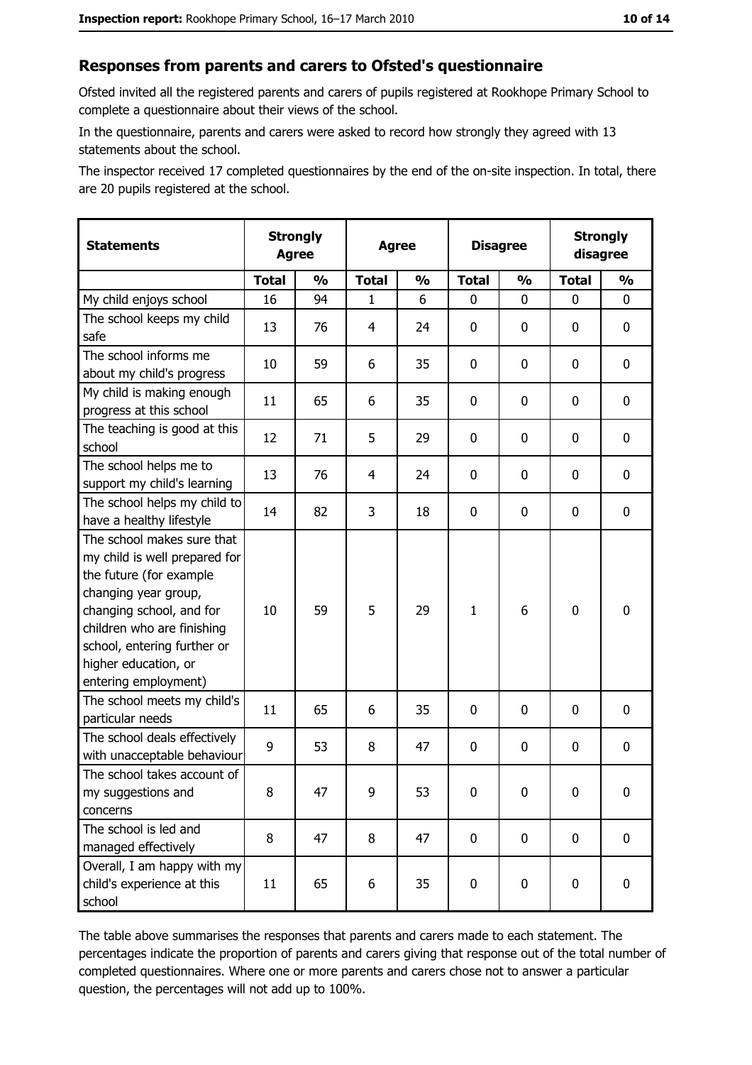## Responses from parents and carers to Ofsted's questionnaire

Ofsted invited all the registered parents and carers of pupils registered at Rookhope Primary School to complete a questionnaire about their views of the school.

In the questionnaire, parents and carers were asked to record how strongly they agreed with 13 statements about the school.

The inspector received 17 completed questionnaires by the end of the on-site inspection. In total, there are 20 pupils registered at the school.

| Statements | Strongly Agree | | Agree | | Disagree | | Strongly disagree | |
|---|---|---|---|---|---|---|---|---|
| | Total | % | Total | % | Total | % | Total | % |
| My child enjoys school | 16 | 94 | 1 | 6 | 0 | 0 | 0 | 0 |
| The school keeps my child safe | 13 | 76 | 4 | 24 | 0 | 0 | 0 | 0 |
| The school informs me about my child's progress | 10 | 59 | 6 | 35 | 0 | 0 | 0 | 0 |
| My child is making enough progress at this school | 11 | 65 | 6 | 35 | 0 | 0 | 0 | 0 |
| The teaching is good at this school | 12 | 71 | 5 | 29 | 0 | 0 | 0 | 0 |
| The school helps me to support my child's learning | 13 | 76 | 4 | 24 | 0 | 0 | 0 | 0 |
| The school helps my child to have a healthy lifestyle | 14 | 82 | 3 | 18 | 0 | 0 | 0 | 0 |
| The school makes sure that my child is well prepared for the future (for example changing year group, changing school, and for children who are finishing school, entering further or higher education, or entering employment) | 10 | 59 | 5 | 29 | 1 | 6 | 0 | 0 |
| The school meets my child's particular needs | 11 | 65 | 6 | 35 | 0 | 0 | 0 | 0 |
| The school deals effectively with unacceptable behaviour | 9 | 53 | 8 | 47 | 0 | 0 | 0 | 0 |
| The school takes account of my suggestions and concerns | 8 | 47 | 9 | 53 | 0 | 0 | 0 | 0 |
| The school is led and managed effectively | 8 | 47 | 8 | 47 | 0 | 0 | 0 | 0 |
| Overall, I am happy with my child's experience at this school | 11 | 65 | 6 | 35 | 0 | 0 | 0 | 0 |

The table above summarises the responses that parents and carers made to each statement. The percentages indicate the proportion of parents and carers giving that response out of the total number of completed questionnaires. Where one or more parents and carers chose not to answer a particular question, the percentages will not add up to 100%.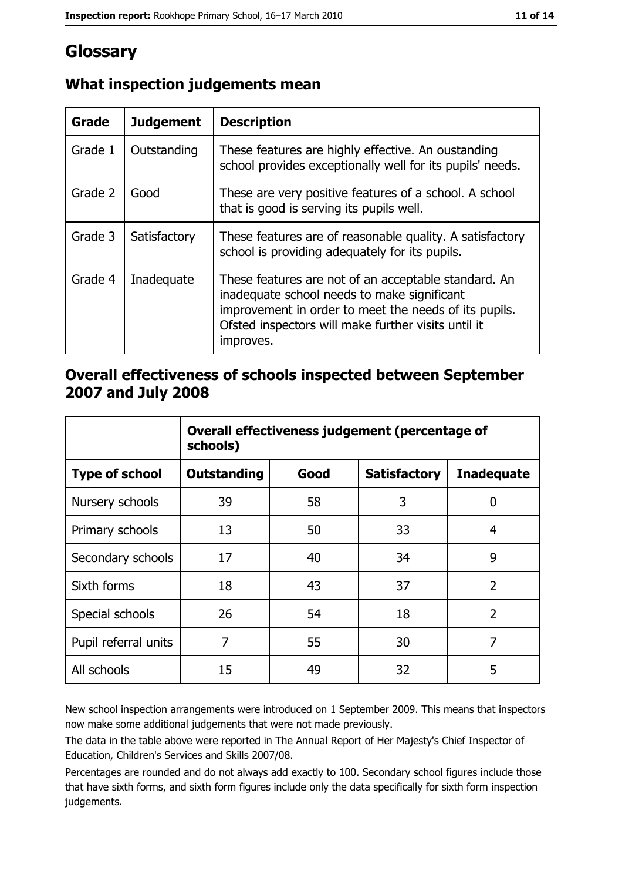# Glossary

## What inspection judgements mean

| Grade | Judgement | Description |
|---|---|---|
| Grade 1 | Outstanding | These features are highly effective. An oustanding school provides exceptionally well for its pupils' needs. |
| Grade 2 | Good | These are very positive features of a school. A school that is good is serving its pupils well. |
| Grade 3 | Satisfactory | These features are of reasonable quality. A satisfactory school is providing adequately for its pupils. |
| Grade 4 | Inadequate | These features are not of an acceptable standard. An inadequate school needs to make significant improvement in order to meet the needs of its pupils. Ofsted inspectors will make further visits until it improves. |

## Overall effectiveness of schools inspected between September 2007 and July 2008

| | Overall effectiveness judgement (percentage of schools) | | | |
|---|---|---|---|---|
| **Type of school** | **Outstanding** | **Good** | **Satisfactory** | **Inadequate** |
| Nursery schools | 39 | 58 | 3 | 0 |
| Primary schools | 13 | 50 | 33 | 4 |
| Secondary schools | 17 | 40 | 34 | 9 |
| Sixth forms | 18 | 43 | 37 | 2 |
| Special schools | 26 | 54 | 18 | 2 |
| Pupil referral units | 7 | 55 | 30 | 7 |
| All schools | 15 | 49 | 32 | 5 |

New school inspection arrangements were introduced on 1 September 2009. This means that inspectors now make some additional judgements that were not made previously.

The data in the table above were reported in The Annual Report of Her Majesty's Chief Inspector of Education, Children's Services and Skills 2007/08.

Percentages are rounded and do not always add exactly to 100. Secondary school figures include those that have sixth forms, and sixth form figures include only the data specifically for sixth form inspection judgements.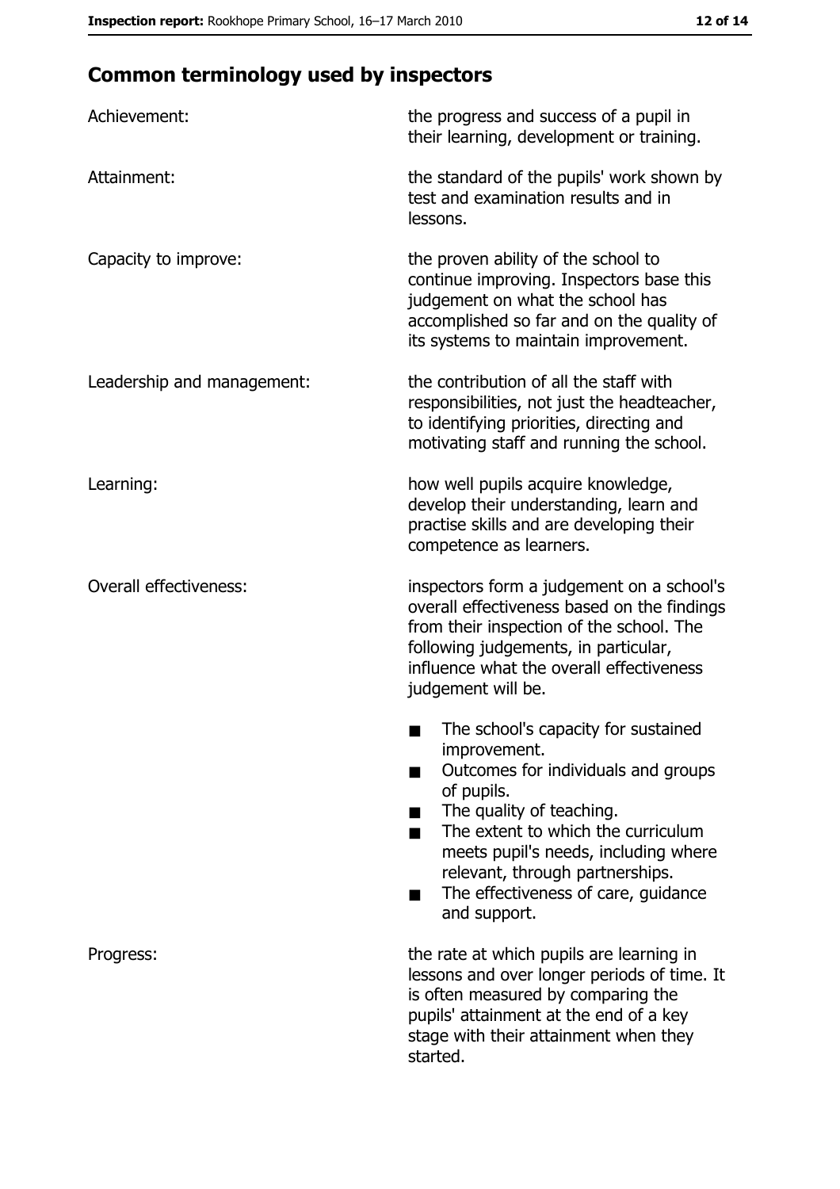## Common terminology used by inspectors

| | |
|---|---|
| Achievement: | the progress and success of a pupil in their learning, development or training. |
| Attainment: | the standard of the pupils' work shown by test and examination results and in lessons. |
| Capacity to improve: | the proven ability of the school to continue improving. Inspectors base this judgement on what the school has accomplished so far and on the quality of its systems to maintain improvement. |
| Leadership and management: | the contribution of all the staff with responsibilities, not just the headteacher, to identifying priorities, directing and motivating staff and running the school. |
| Learning: | how well pupils acquire knowledge, develop their understanding, learn and practise skills and are developing their competence as learners. |
| Overall effectiveness: | inspectors form a judgement on a school's overall effectiveness based on the findings from their inspection of the school. The following judgements, in particular, influence what the overall effectiveness judgement will be. <br>■ The school's capacity for sustained improvement.<br>■ Outcomes for individuals and groups of pupils.<br>■ The quality of teaching.<br>■ The extent to which the curriculum meets pupil's needs, including where relevant, through partnerships.<br>■ The effectiveness of care, guidance and support. |
| Progress: | the rate at which pupils are learning in lessons and over longer periods of time. It is often measured by comparing the pupils' attainment at the end of a key stage with their attainment when they started. |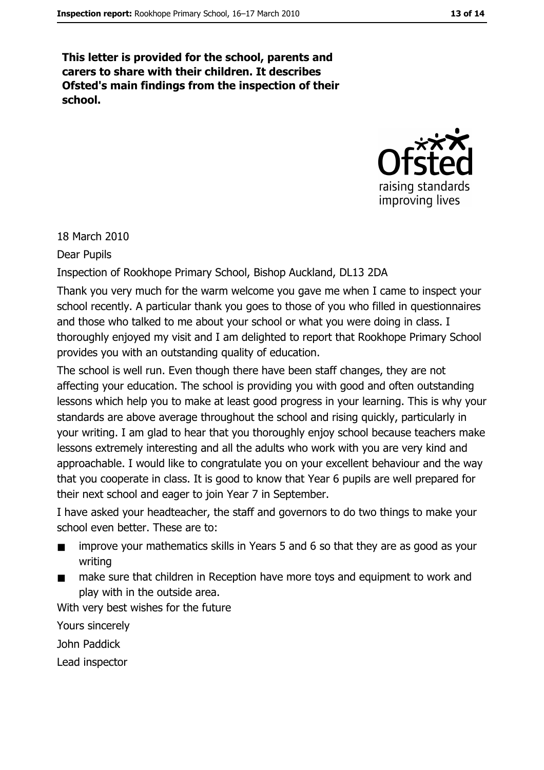**This letter is provided for the school, parents and carers to share with their children. It describes Ofsted's main findings from the inspection of their school.**

18 March 2010

Dear Pupils

Inspection of Rookhope Primary School, Bishop Auckland, DL13 2DA

Thank you very much for the warm welcome you gave me when I came to inspect your school recently. A particular thank you goes to those of you who filled in questionnaires and those who talked to me about your school or what you were doing in class. I thoroughly enjoyed my visit and I am delighted to report that Rookhope Primary School provides you with an outstanding quality of education.

The school is well run. Even though there have been staff changes, they are not affecting your education. The school is providing you with good and often outstanding lessons which help you to make at least good progress in your learning. This is why your standards are above average throughout the school and rising quickly, particularly in your writing. I am glad to hear that you thoroughly enjoy school because teachers make lessons extremely interesting and all the adults who work with you are very kind and approachable. I would like to congratulate you on your excellent behaviour and the way that you cooperate in class. It is good to know that Year 6 pupils are well prepared for their next school and eager to join Year 7 in September.

I have asked your headteacher, the staff and governors to do two things to make your school even better. These are to:

- improve your mathematics skills in Years 5 and 6 so that they are as good as your writing
- make sure that children in Reception have more toys and equipment to work and play with in the outside area.

With very best wishes for the future

Yours sincerely

John Paddick

Lead inspector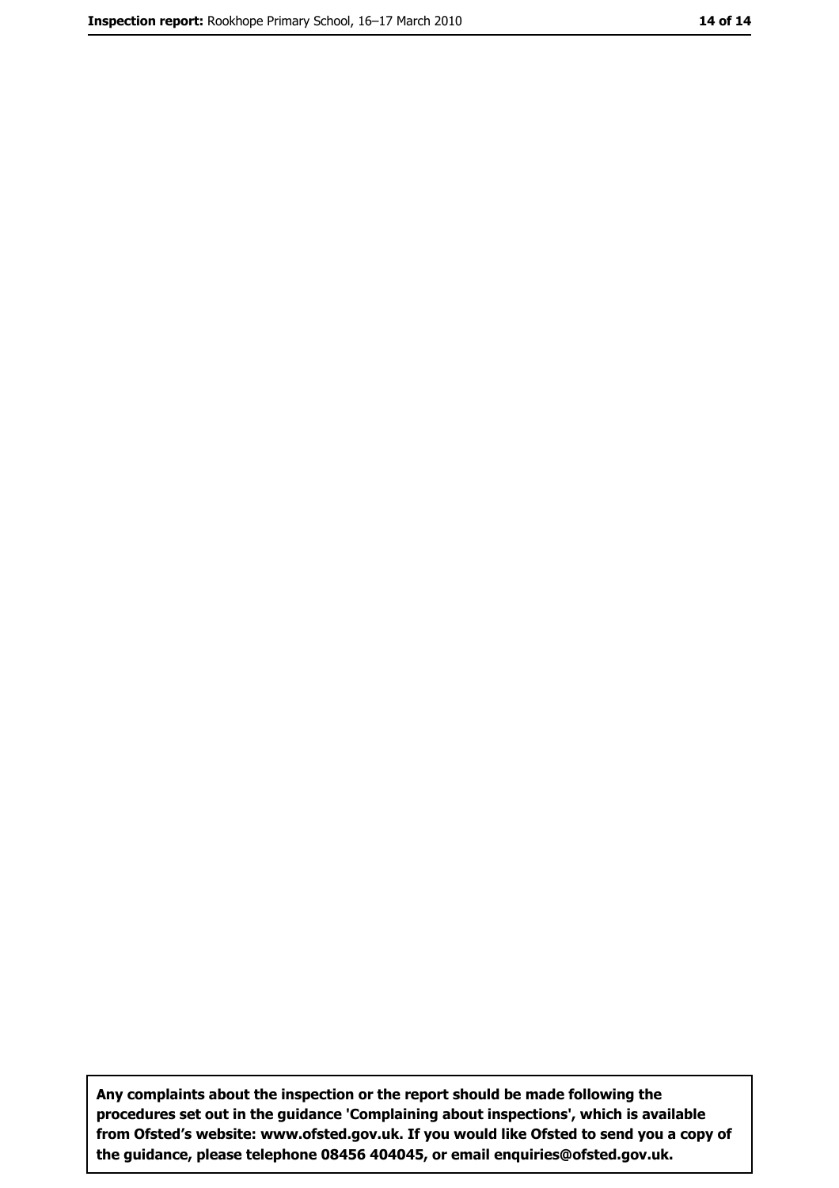**Any complaints about the inspection or the report should be made following the procedures set out in the guidance 'Complaining about inspections', which is available from Ofsted's website: www.ofsted.gov.uk. If you would like Ofsted to send you a copy of the guidance, please telephone 08456 404045, or email enquiries@ofsted.gov.uk.**